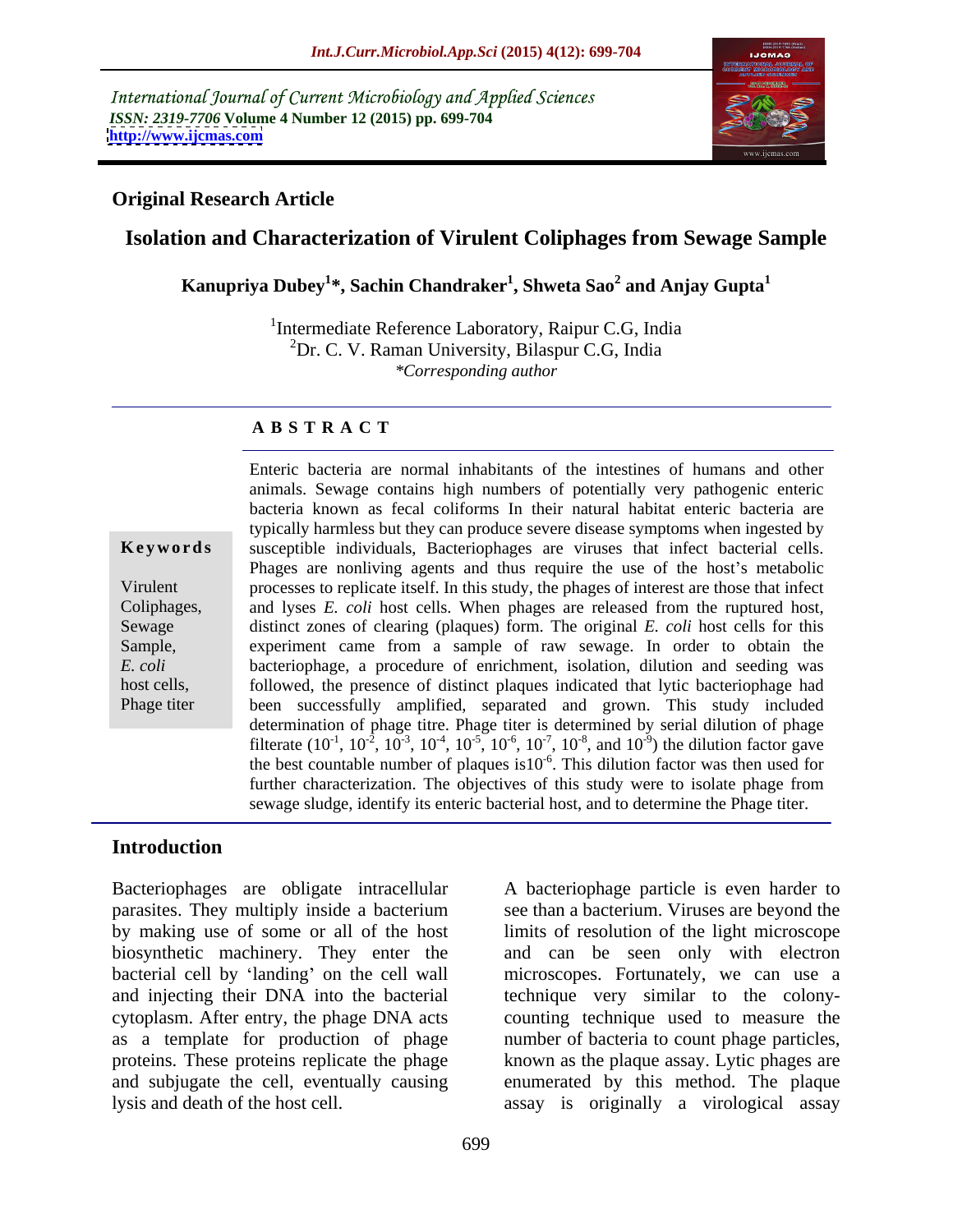International Journal of Current Microbiology and Applied Sciences
*ISSN: 2319-7706* **Volume 4 Number 12 (2015) pp. 699-704**
**http://www.ijcmas.com**

## Original Research Article

# Isolation and Characterization of Virulent Coliphages from Sewage Sample

**Kanupriya Dubey[1]\*, Sachin Chandraker[1], Shweta Sao[2] and Anjay Gupta[1]**

[1]Intermediate Reference Laboratory, Raipur C.G, India
[2]Dr. C. V. Raman University, Bilaspur C.G, India
*\*Corresponding author*

### ABSTRACT

**Keywords**

Virulent Coliphages, Sewage Sample, *E. coli* host cells, Phage titer

Enteric bacteria are normal inhabitants of the intestines of humans and other animals. Sewage contains high numbers of potentially very pathogenic enteric bacteria known as fecal coliforms In their natural habitat enteric bacteria are typically harmless but they can produce severe disease symptoms when ingested by susceptible individuals, Bacteriophages are viruses that infect bacterial cells. Phages are nonliving agents and thus require the use of the host's metabolic processes to replicate itself. In this study, the phages of interest are those that infect and lyses *E. coli* host cells. When phages are released from the ruptured host, distinct zones of clearing (plaques) form. The original *E. coli* host cells for this experiment came from a sample of raw sewage. In order to obtain the bacteriophage, a procedure of enrichment, isolation, dilution and seeding was followed, the presence of distinct plaques indicated that lytic bacteriophage had been successfully amplified, separated and grown. This study included determination of phage titre. Phage titer is determined by serial dilution of phage filterate ($10^{-1}$, $10^{-2}$, $10^{-3}$, $10^{-4}$, $10^{-5}$, $10^{-6}$, $10^{-7}$, $10^{-8}$, and $10^{-9}$) the dilution factor gave the best countable number of plaques is$10^{-6}$. This dilution factor was then used for further characterization. The objectives of this study were to isolate phage from sewage sludge, identify its enteric bacterial host, and to determine the Phage titer.

## Introduction

Bacteriophages are obligate intracellular parasites. They multiply inside a bacterium by making use of some or all of the host biosynthetic machinery. They enter the bacterial cell by 'landing' on the cell wall and injecting their DNA into the bacterial cytoplasm. After entry, the phage DNA acts as a template for production of phage proteins. These proteins replicate the phage and subjugate the cell, eventually causing lysis and death of the host cell.

A bacteriophage particle is even harder to see than a bacterium. Viruses are beyond the limits of resolution of the light microscope and can be seen only with electron microscopes. Fortunately, we can use a technique very similar to the colony-counting technique used to measure the number of bacteria to count phage particles, known as the plaque assay. Lytic phages are enumerated by this method. The plaque assay is originally a virological assay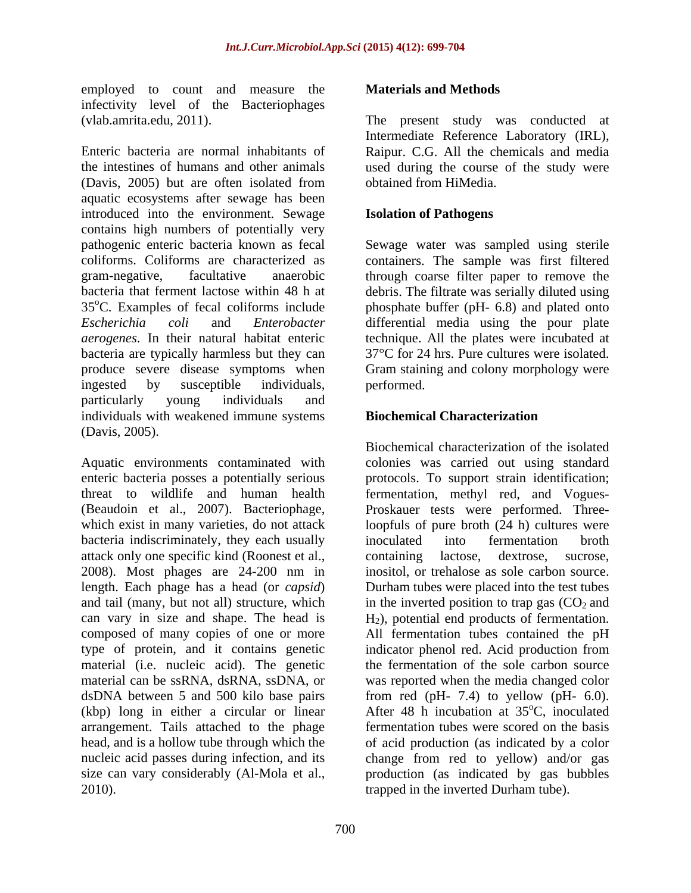employed to count and measure the infectivity level of the Bacteriophages (vlab.amrita.edu, 2011).

Enteric bacteria are normal inhabitants of the intestines of humans and other animals (Davis, 2005) but are often isolated from aquatic ecosystems after sewage has been introduced into the environment. Sewage contains high numbers of potentially very pathogenic enteric bacteria known as fecal coliforms. Coliforms are characterized as gram-negative, facultative anaerobic bacteria that ferment lactose within 48 h at 35°C. Examples of fecal coliforms include *Escherichia coli* and *Enterobacter aerogenes*. In their natural habitat enteric bacteria are typically harmless but they can produce severe disease symptoms when ingested by susceptible individuals, particularly young individuals and individuals with weakened immune systems (Davis, 2005).

Aquatic environments contaminated with enteric bacteria posses a potentially serious threat to wildlife and human health (Beaudoin et al., 2007). Bacteriophage, which exist in many varieties, do not attack bacteria indiscriminately, they each usually attack only one specific kind (Roonest et al., 2008). Most phages are 24-200 nm in length. Each phage has a head (or *capsid*) and tail (many, but not all) structure, which can vary in size and shape. The head is composed of many copies of one or more type of protein, and it contains genetic material (i.e. nucleic acid). The genetic material can be ssRNA, dsRNA, ssDNA, or dsDNA between 5 and 500 kilo base pairs (kbp) long in either a circular or linear arrangement. Tails attached to the phage head, and is a hollow tube through which the nucleic acid passes during infection, and its size can vary considerably (Al-Mola et al., 2010).

## Materials and Methods

The present study was conducted at Intermediate Reference Laboratory (IRL), Raipur. C.G. All the chemicals and media used during the course of the study were obtained from HiMedia.

### Isolation of Pathogens

Sewage water was sampled using sterile containers. The sample was first filtered through coarse filter paper to remove the debris. The filtrate was serially diluted using phosphate buffer (pH- 6.8) and plated onto differential media using the pour plate technique. All the plates were incubated at 37°C for 24 hrs. Pure cultures were isolated. Gram staining and colony morphology were performed.

### Biochemical Characterization

Biochemical characterization of the isolated colonies was carried out using standard protocols. To support strain identification; fermentation, methyl red, and Vogues-Proskauer tests were performed. Three-loopfuls of pure broth (24 h) cultures were inoculated into fermentation broth containing lactose, dextrose, sucrose, inositol, or trehalose as sole carbon source. Durham tubes were placed into the test tubes in the inverted position to trap gas ($CO_2$ and $H_2$), potential end products of fermentation. All fermentation tubes contained the pH indicator phenol red. Acid production from the fermentation of the sole carbon source was reported when the media changed color from red (pH- 7.4) to yellow (pH- 6.0). After 48 h incubation at 35°C, inoculated fermentation tubes were scored on the basis of acid production (as indicated by a color change from red to yellow) and/or gas production (as indicated by gas bubbles trapped in the inverted Durham tube).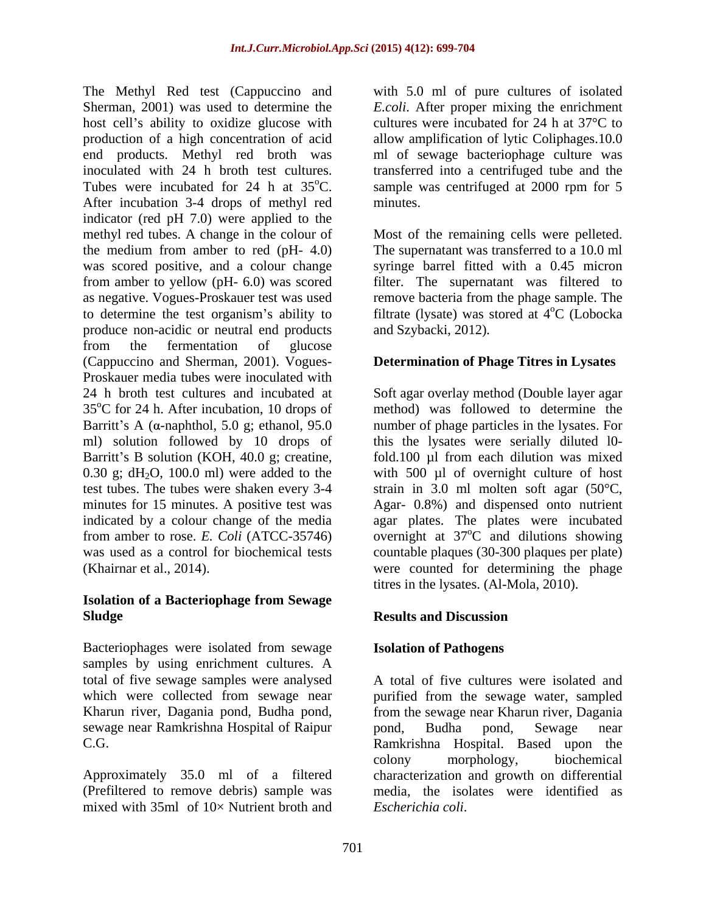The Methyl Red test (Cappuccino and Sherman, 2001) was used to determine the host cell's ability to oxidize glucose with production of a high concentration of acid end products. Methyl red broth was inoculated with 24 h broth test cultures. Tubes were incubated for 24 h at 35$^o$C. After incubation 3-4 drops of methyl red indicator (red pH 7.0) were applied to the methyl red tubes. A change in the colour of the medium from amber to red (pH- 4.0) was scored positive, and a colour change from amber to yellow (pH- 6.0) was scored as negative. Vogues-Proskauer test was used to determine the test organism's ability to produce non-acidic or neutral end products from the fermentation of glucose (Cappuccino and Sherman, 2001). Vogues-Proskauer media tubes were inoculated with 24 h broth test cultures and incubated at 35$^o$C for 24 h. After incubation, 10 drops of Barritt's A (α-naphthol, 5.0 g; ethanol, 95.0 ml) solution followed by 10 drops of Barritt's B solution (KOH, 40.0 g; creatine, 0.30 g; $dH_2O$, 100.0 ml) were added to the test tubes. The tubes were shaken every 3-4 minutes for 15 minutes. A positive test was indicated by a colour change of the media from amber to rose. *E. Coli* (ATCC-35746) was used as a control for biochemical tests (Khairnar et al., 2014).

## Isolation of a Bacteriophage from Sewage Sludge

Bacteriophages were isolated from sewage samples by using enrichment cultures. A total of five sewage samples were analysed which were collected from sewage near Kharun river, Dagania pond, Budha pond, sewage near Ramkrishna Hospital of Raipur C.G.

Approximately 35.0 ml of a filtered (Prefiltered to remove debris) sample was mixed with 35ml of 10× Nutrient broth and with 5.0 ml of pure cultures of isolated *E.coli*. After proper mixing the enrichment cultures were incubated for 24 h at 37°C to allow amplification of lytic Coliphages.10.0 ml of sewage bacteriophage culture was transferred into a centrifuged tube and the sample was centrifuged at 2000 rpm for 5 minutes.

Most of the remaining cells were pelleted. The supernatant was transferred to a 10.0 ml syringe barrel fitted with a 0.45 micron filter. The supernatant was filtered to remove bacteria from the phage sample. The filtrate (lysate) was stored at 4$^o$C (Lobocka and Szybacki, 2012).

## Determination of Phage Titres in Lysates

Soft agar overlay method (Double layer agar method) was followed to determine the number of phage particles in the lysates. For this the lysates were serially diluted l0-fold.100 µl from each dilution was mixed with 500 µl of overnight culture of host strain in 3.0 ml molten soft agar (50°C, Agar- 0.8%) and dispensed onto nutrient agar plates. The plates were incubated overnight at 37$^o$C and dilutions showing countable plaques (30-300 plaques per plate) were counted for determining the phage titres in the lysates. (Al-Mola, 2010).

## Results and Discussion

### Isolation of Pathogens

A total of five cultures were isolated and purified from the sewage water, sampled from the sewage near Kharun river, Dagania pond, Budha pond, Sewage near Ramkrishna Hospital. Based upon the colony morphology, biochemical characterization and growth on differential media, the isolates were identified as *Escherichia coli*.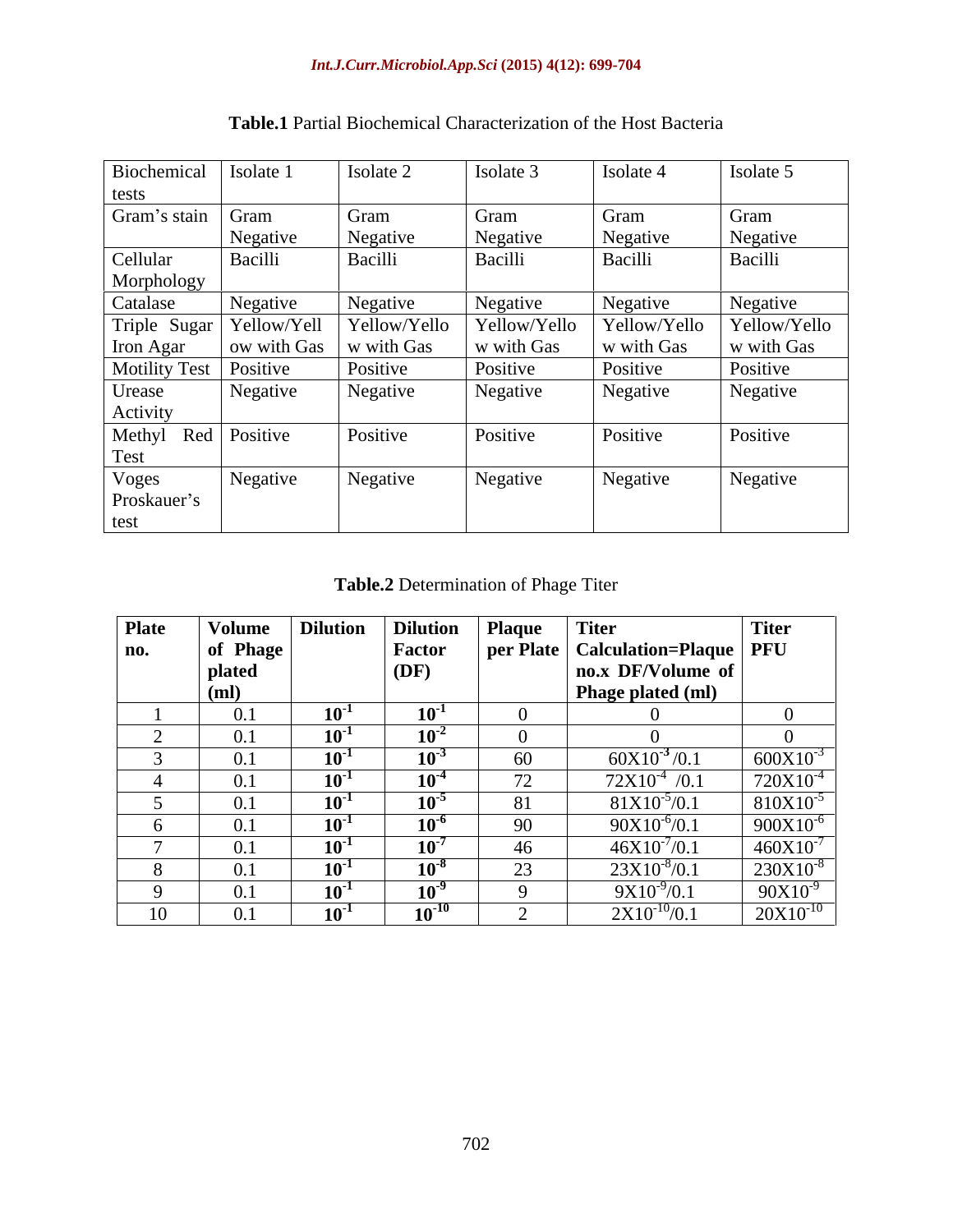**Table.1** Partial Biochemical Characterization of the Host Bacteria

| Biochemical tests | Isolate 1 | Isolate 2 | Isolate 3 | Isolate 4 | Isolate 5 |
|---|---|---|---|---|---|
| Gram's stain | Gram Negative | Gram Negative | Gram Negative | Gram Negative | Gram Negative |
| Cellular Morphology | Bacilli | Bacilli | Bacilli | Bacilli | Bacilli |
| Catalase | Negative | Negative | Negative | Negative | Negative |
| Triple Sugar Iron Agar | Yellow/Yellow with Gas | Yellow/Yellow with Gas | Yellow/Yellow with Gas | Yellow/Yellow with Gas | Yellow/Yellow with Gas |
| Motility Test | Positive | Positive | Positive | Positive | Positive |
| Urease Activity | Negative | Negative | Negative | Negative | Negative |
| Methyl Red Test | Positive | Positive | Positive | Positive | Positive |
| Voges Proskauer's test | Negative | Negative | Negative | Negative | Negative |

**Table.2** Determination of Phage Titer

| **Plate no.** | **Volume of Phage plated (ml)** | **Dilution** | **Dilution Factor (DF)** | **Plaque per Plate** | **Titer Calculation=Plaque no.x DF/Volume of Phage plated (ml)** | **Titer PFU** |
|---|---|---|---|---|---|---|
| 1 | 0.1 | $10^{-1}$ | $10^{-1}$ | 0 | 0 | 0 |
| 2 | 0.1 | $10^{-1}$ | $10^{-2}$ | 0 | 0 | 0 |
| 3 | 0.1 | $10^{-1}$ | $10^{-3}$ | 60 | $60X10^{-3}/0.1$ | $600X10^{-3}$ |
| 4 | 0.1 | $10^{-1}$ | $10^{-4}$ | 72 | $72X10^{-4}/0.1$ | $720X10^{-4}$ |
| 5 | 0.1 | $10^{-1}$ | $10^{-5}$ | 81 | $81X10^{-5}/0.1$ | $810X10^{-5}$ |
| 6 | 0.1 | $10^{-1}$ | $10^{-6}$ | 90 | $90X10^{-6}/0.1$ | $900X10^{-6}$ |
| 7 | 0.1 | $10^{-1}$ | $10^{-7}$ | 46 | $46X10^{-7}/0.1$ | $460X10^{-7}$ |
| 8 | 0.1 | $10^{-1}$ | $10^{-8}$ | 23 | $23X10^{-8}/0.1$ | $230X10^{-8}$ |
| 9 | 0.1 | $10^{-1}$ | $10^{-9}$ | 9 | $9X10^{-9}/0.1$ | $90X10^{-9}$ |
| 10 | 0.1 | $10^{-1}$ | $10^{-10}$ | 2 | $2X10^{-10}/0.1$ | $20X10^{-10}$ |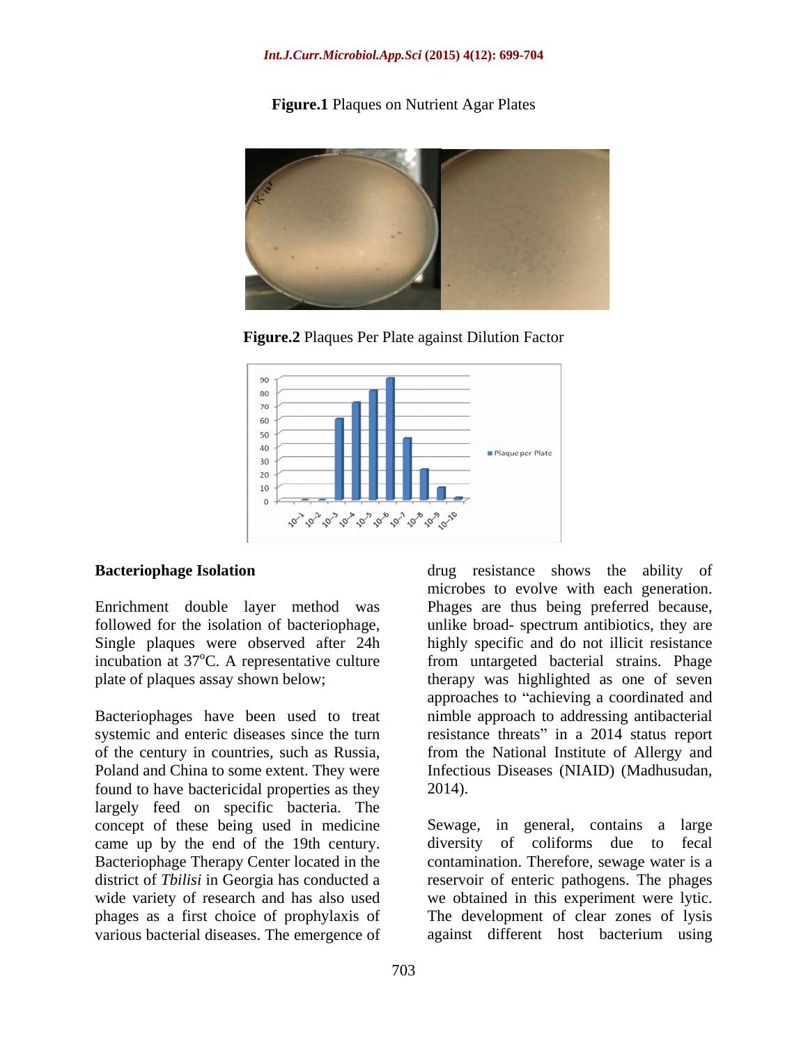**Figure.1** Plaques on Nutrient Agar Plates

**Figure.2** Plaques Per Plate against Dilution Factor

## Bacteriophage Isolation

Enrichment double layer method was followed for the isolation of bacteriophage, Single plaques were observed after 24h incubation at 37$^{o}$C. A representative culture plate of plaques assay shown below;

Bacteriophages have been used to treat systemic and enteric diseases since the turn of the century in countries, such as Russia, Poland and China to some extent. They were found to have bactericidal properties as they largely feed on specific bacteria. The concept of these being used in medicine came up by the end of the 19th century. Bacteriophage Therapy Center located in the district of *Tbilisi* in Georgia has conducted a wide variety of research and has also used phages as a first choice of prophylaxis of various bacterial diseases. The emergence of drug resistance shows the ability of microbes to evolve with each generation. Phages are thus being preferred because, unlike broad- spectrum antibiotics, they are highly specific and do not illicit resistance from untargeted bacterial strains. Phage therapy was highlighted as one of seven approaches to "achieving a coordinated and nimble approach to addressing antibacterial resistance threats" in a 2014 status report from the National Institute of Allergy and Infectious Diseases (NIAID) (Madhusudan, 2014).

Sewage, in general, contains a large diversity of coliforms due to fecal contamination. Therefore, sewage water is a reservoir of enteric pathogens. The phages we obtained in this experiment were lytic. The development of clear zones of lysis against different host bacterium using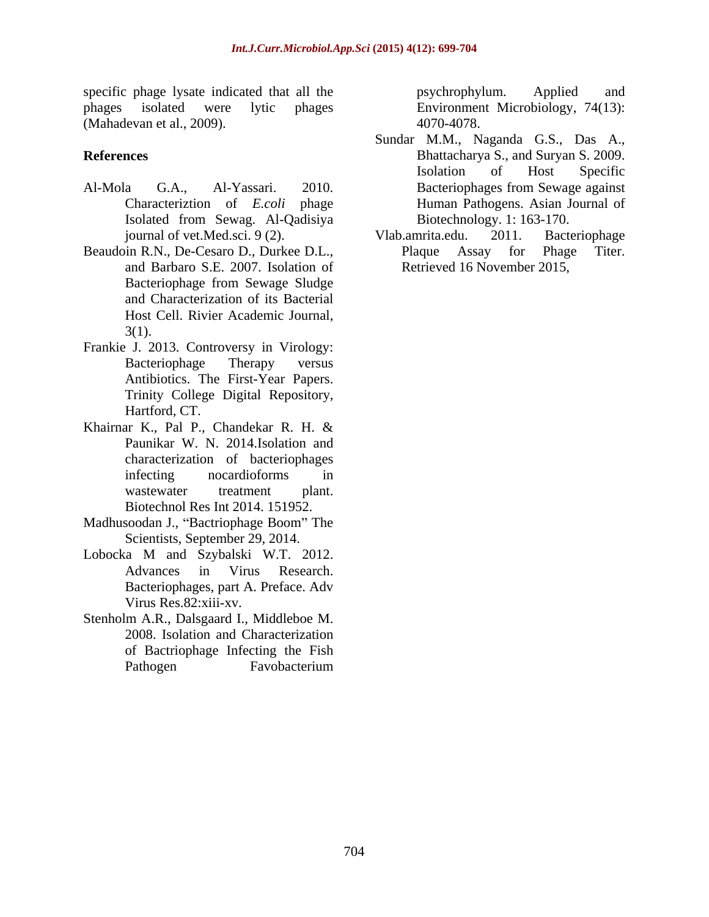specific phage lysate indicated that all the phages isolated were lytic phages (Mahadevan et al., 2009).

## References

Al-Mola G.A., Al-Yassari. 2010. Characteriztion of *E.coli* phage Isolated from Sewag. Al-Qadisiya journal of vet.Med.sci. 9 (2).

Beaudoin R.N., De-Cesaro D., Durkee D.L., and Barbaro S.E. 2007. Isolation of Bacteriophage from Sewage Sludge and Characterization of its Bacterial Host Cell. Rivier Academic Journal, 3(1).

Frankie J. 2013. Controversy in Virology: Bacteriophage Therapy versus Antibiotics. The First-Year Papers. Trinity College Digital Repository, Hartford, CT.

Khairnar K., Pal P., Chandekar R. H. & Paunikar W. N. 2014.Isolation and characterization of bacteriophages infecting nocardioforms in wastewater treatment plant. Biotechnol Res Int 2014. 151952.

Madhusoodan J., "Bactriophage Boom" The Scientists, September 29, 2014.

Lobocka M and Szybalski W.T. 2012. Advances in Virus Research. Bacteriophages, part A. Preface. Adv Virus Res.82:xiii-xv.

Stenholm A.R., Dalsgaard I., Middleboe M. 2008. Isolation and Characterization of Bactriophage Infecting the Fish Pathogen Favobacterium psychrophylum. Applied and Environment Microbiology, 74(13): 4070-4078.

Sundar M.M., Naganda G.S., Das A., Bhattacharya S., and Suryan S. 2009. Isolation of Host Specific Bacteriophages from Sewage against Human Pathogens. Asian Journal of Biotechnology. 1: 163-170.

Vlab.amrita.edu. 2011. Bacteriophage Plaque Assay for Phage Titer. Retrieved 16 November 2015,